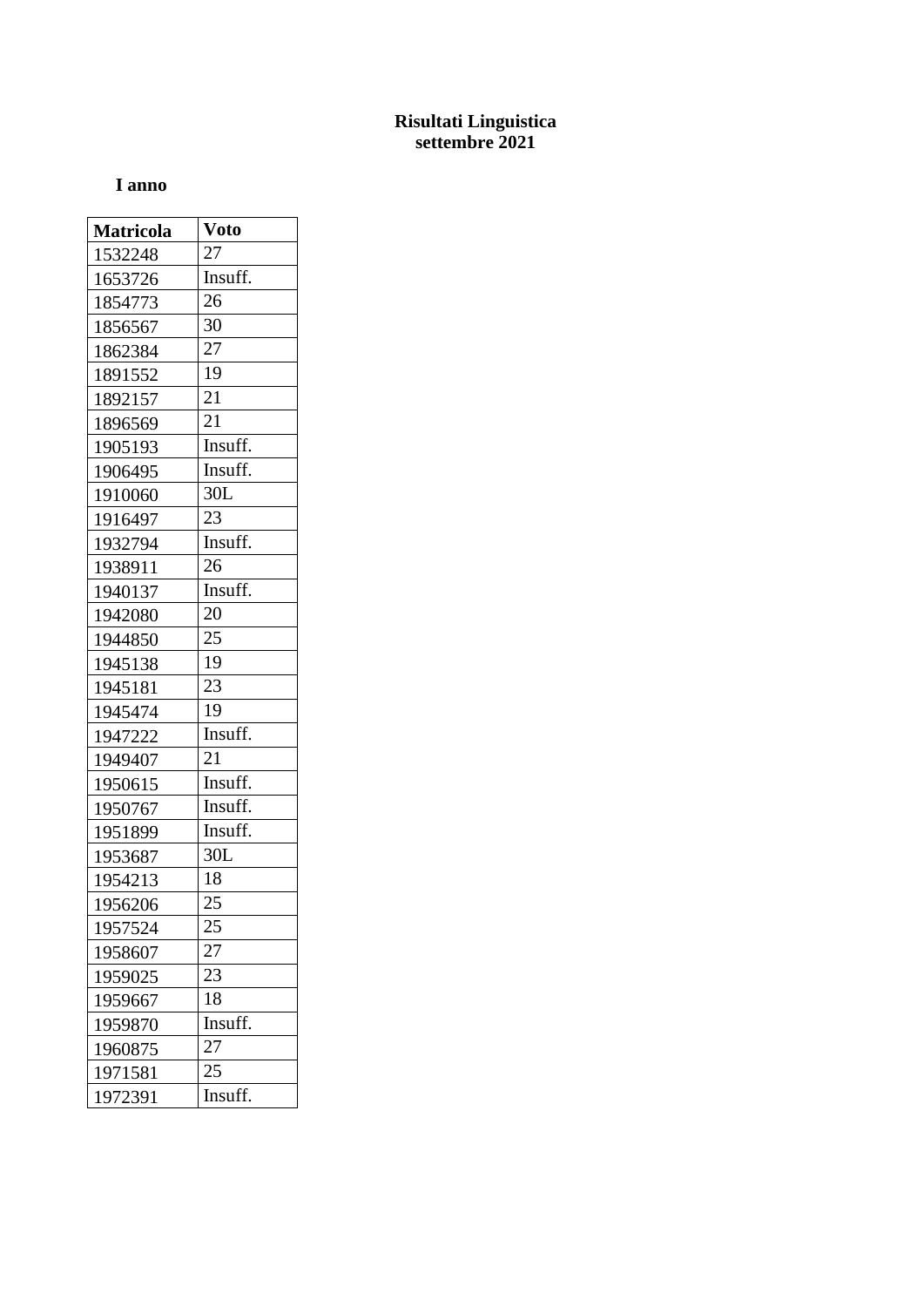# Risultati Linguistica
# settembre 2021

### I anno

| Matricola | Voto |
|---|---|
| 1532248 | 27 |
| 1653726 | Insuff. |
| 1854773 | 26 |
| 1856567 | 30 |
| 1862384 | 27 |
| 1891552 | 19 |
| 1892157 | 21 |
| 1896569 | 21 |
| 1905193 | Insuff. |
| 1906495 | Insuff. |
| 1910060 | 30L |
| 1916497 | 23 |
| 1932794 | Insuff. |
| 1938911 | 26 |
| 1940137 | Insuff. |
| 1942080 | 20 |
| 1944850 | 25 |
| 1945138 | 19 |
| 1945181 | 23 |
| 1945474 | 19 |
| 1947222 | Insuff. |
| 1949407 | 21 |
| 1950615 | Insuff. |
| 1950767 | Insuff. |
| 1951899 | Insuff. |
| 1953687 | 30L |
| 1954213 | 18 |
| 1956206 | 25 |
| 1957524 | 25 |
| 1958607 | 27 |
| 1959025 | 23 |
| 1959667 | 18 |
| 1959870 | Insuff. |
| 1960875 | 27 |
| 1971581 | 25 |
| 1972391 | Insuff. |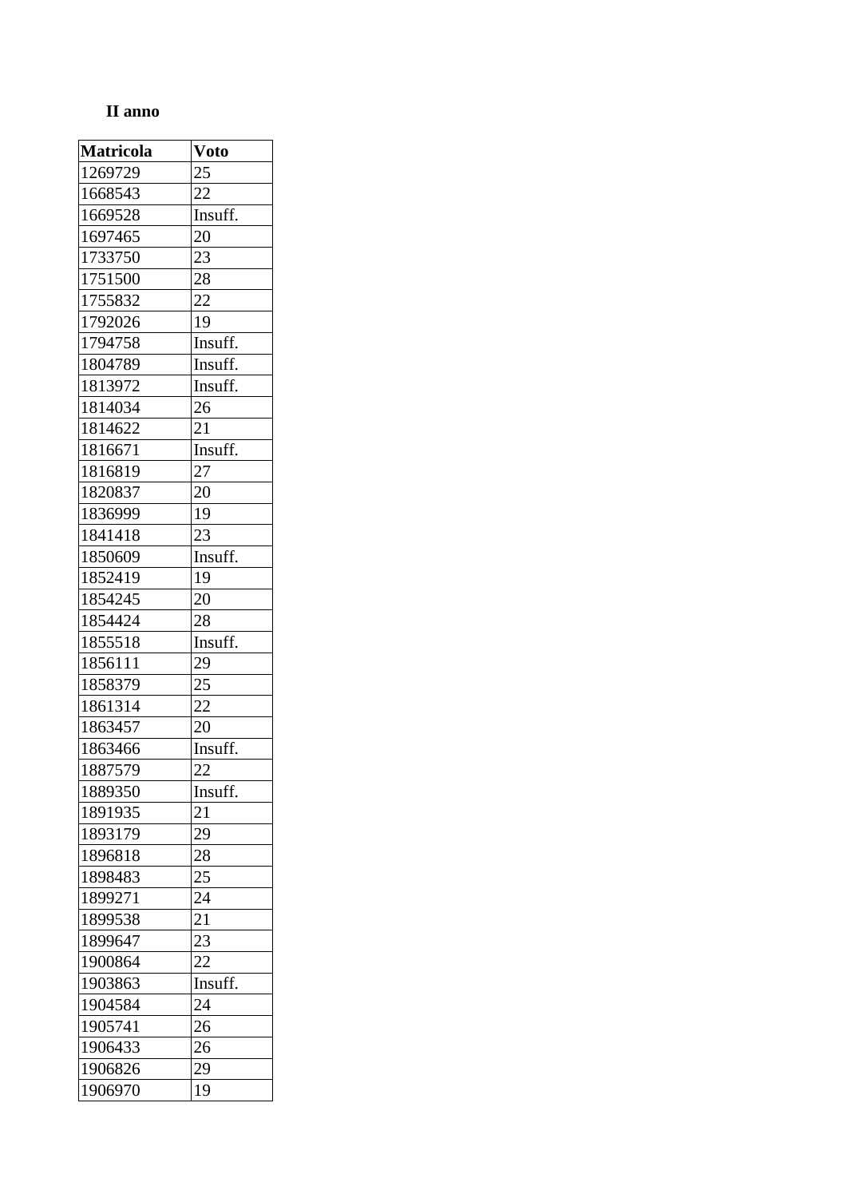**II anno**

| Matricola | Voto |
|---|---|
| 1269729 | 25 |
| 1668543 | 22 |
| 1669528 | Insuff. |
| 1697465 | 20 |
| 1733750 | 23 |
| 1751500 | 28 |
| 1755832 | 22 |
| 1792026 | 19 |
| 1794758 | Insuff. |
| 1804789 | Insuff. |
| 1813972 | Insuff. |
| 1814034 | 26 |
| 1814622 | 21 |
| 1816671 | Insuff. |
| 1816819 | 27 |
| 1820837 | 20 |
| 1836999 | 19 |
| 1841418 | 23 |
| 1850609 | Insuff. |
| 1852419 | 19 |
| 1854245 | 20 |
| 1854424 | 28 |
| 1855518 | Insuff. |
| 1856111 | 29 |
| 1858379 | 25 |
| 1861314 | 22 |
| 1863457 | 20 |
| 1863466 | Insuff. |
| 1887579 | 22 |
| 1889350 | Insuff. |
| 1891935 | 21 |
| 1893179 | 29 |
| 1896818 | 28 |
| 1898483 | 25 |
| 1899271 | 24 |
| 1899538 | 21 |
| 1899647 | 23 |
| 1900864 | 22 |
| 1903863 | Insuff. |
| 1904584 | 24 |
| 1905741 | 26 |
| 1906433 | 26 |
| 1906826 | 29 |
| 1906970 | 19 |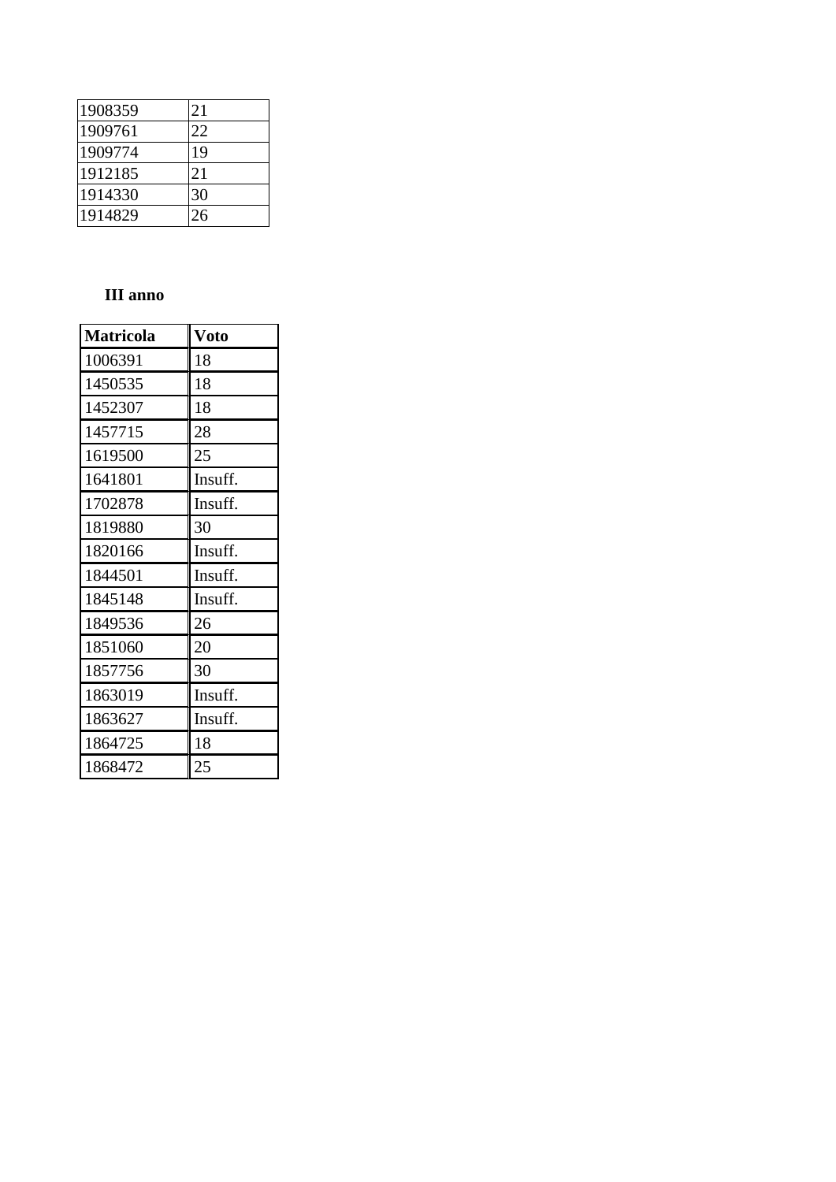| | |
|---|---|
| 1908359 | 21 |
| 1909761 | 22 |
| 1909774 | 19 |
| 1912185 | 21 |
| 1914330 | 30 |
| 1914829 | 26 |

**III anno**

| Matricola | Voto |
|---|---|
| 1006391 | 18 |
| 1450535 | 18 |
| 1452307 | 18 |
| 1457715 | 28 |
| 1619500 | 25 |
| 1641801 | Insuff. |
| 1702878 | Insuff. |
| 1819880 | 30 |
| 1820166 | Insuff. |
| 1844501 | Insuff. |
| 1845148 | Insuff. |
| 1849536 | 26 |
| 1851060 | 20 |
| 1857756 | 30 |
| 1863019 | Insuff. |
| 1863627 | Insuff. |
| 1864725 | 18 |
| 1868472 | 25 |